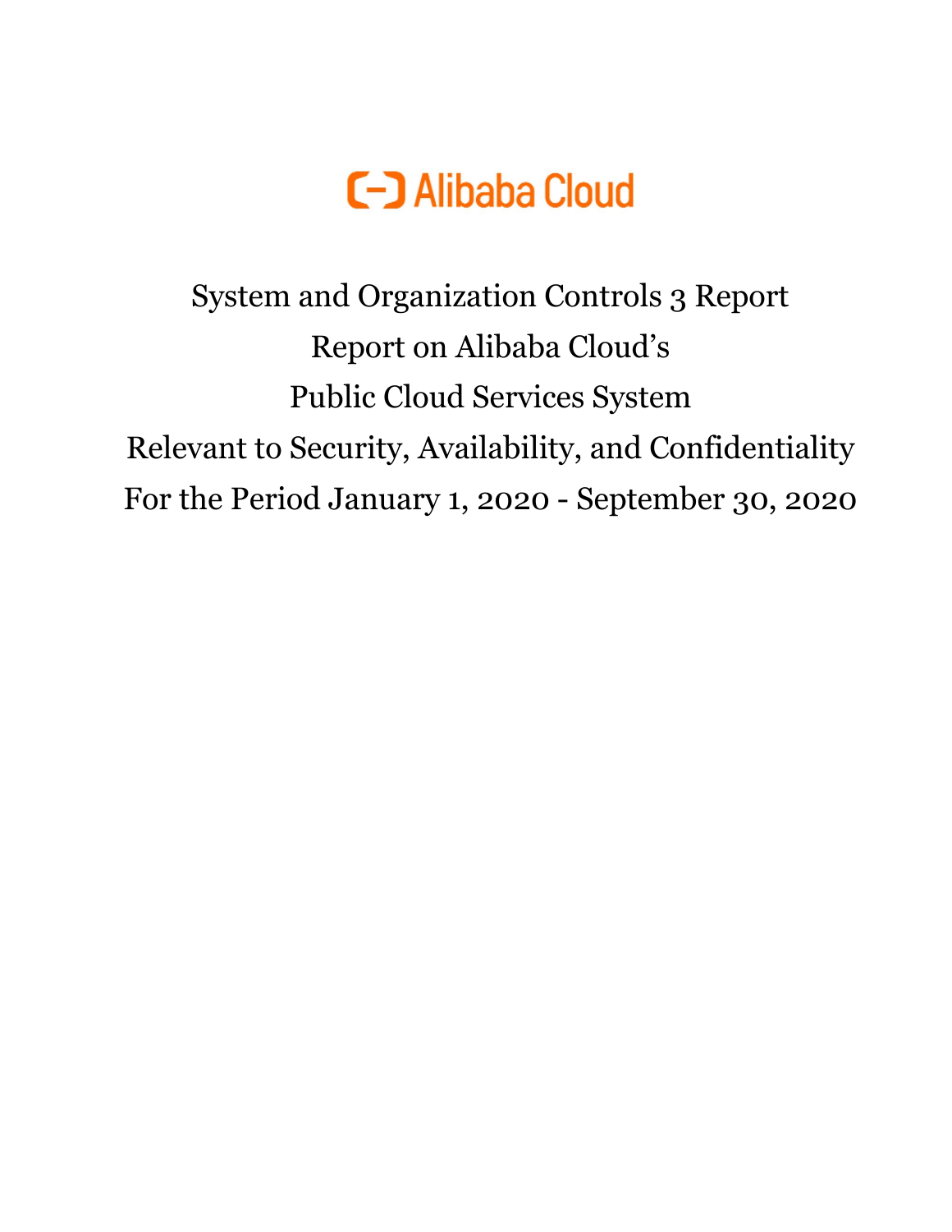Alibaba Cloud

# System and Organization Controls 3 Report
# Report on Alibaba Cloud's
# Public Cloud Services System
# Relevant to Security, Availability, and Confidentiality
# For the Period January 1, 2020 - September 30, 2020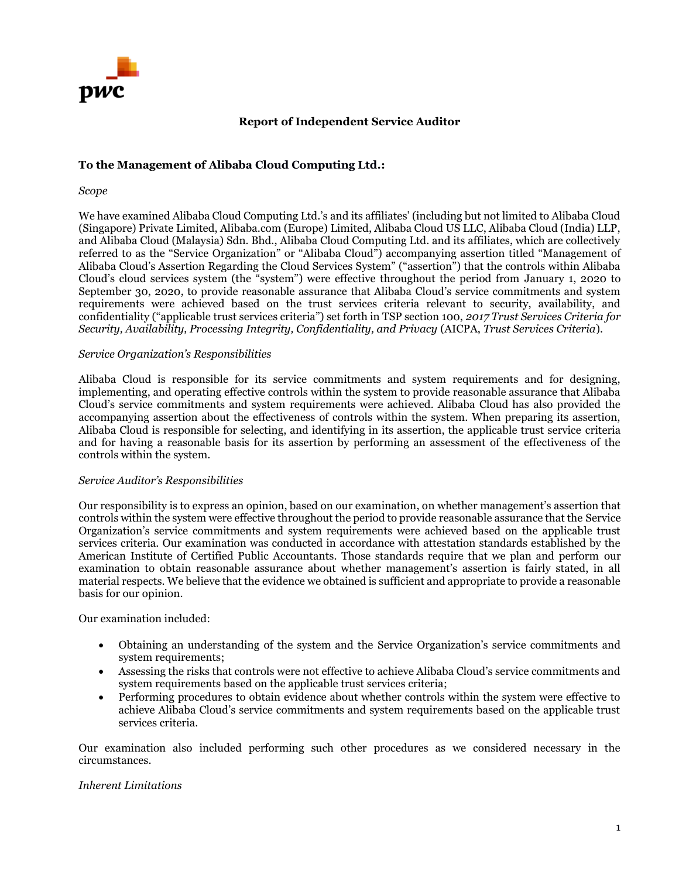# Report of Independent Service Auditor

**To the Management of Alibaba Cloud Computing Ltd.:**

*Scope*

We have examined Alibaba Cloud Computing Ltd.'s and its affiliates' (including but not limited to Alibaba Cloud (Singapore) Private Limited, Alibaba.com (Europe) Limited, Alibaba Cloud US LLC, Alibaba Cloud (India) LLP, and Alibaba Cloud (Malaysia) Sdn. Bhd., Alibaba Cloud Computing Ltd. and its affiliates, which are collectively referred to as the "Service Organization" or "Alibaba Cloud") accompanying assertion titled "Management of Alibaba Cloud's Assertion Regarding the Cloud Services System" ("assertion") that the controls within Alibaba Cloud's cloud services system (the "system") were effective throughout the period from January 1, 2020 to September 30, 2020, to provide reasonable assurance that Alibaba Cloud's service commitments and system requirements were achieved based on the trust services criteria relevant to security, availability, and confidentiality ("applicable trust services criteria") set forth in TSP section 100, *2017 Trust Services Criteria for Security, Availability, Processing Integrity, Confidentiality, and Privacy* (AICPA, *Trust Services Criteria*).

*Service Organization's Responsibilities*

Alibaba Cloud is responsible for its service commitments and system requirements and for designing, implementing, and operating effective controls within the system to provide reasonable assurance that Alibaba Cloud's service commitments and system requirements were achieved. Alibaba Cloud has also provided the accompanying assertion about the effectiveness of controls within the system. When preparing its assertion, Alibaba Cloud is responsible for selecting, and identifying in its assertion, the applicable trust service criteria and for having a reasonable basis for its assertion by performing an assessment of the effectiveness of the controls within the system.

*Service Auditor's Responsibilities*

Our responsibility is to express an opinion, based on our examination, on whether management's assertion that controls within the system were effective throughout the period to provide reasonable assurance that the Service Organization's service commitments and system requirements were achieved based on the applicable trust services criteria. Our examination was conducted in accordance with attestation standards established by the American Institute of Certified Public Accountants. Those standards require that we plan and perform our examination to obtain reasonable assurance about whether management's assertion is fairly stated, in all material respects. We believe that the evidence we obtained is sufficient and appropriate to provide a reasonable basis for our opinion.

Our examination included:

- Obtaining an understanding of the system and the Service Organization's service commitments and system requirements;
- Assessing the risks that controls were not effective to achieve Alibaba Cloud's service commitments and system requirements based on the applicable trust services criteria;
- Performing procedures to obtain evidence about whether controls within the system were effective to achieve Alibaba Cloud's service commitments and system requirements based on the applicable trust services criteria.

Our examination also included performing such other procedures as we considered necessary in the circumstances.

*Inherent Limitations*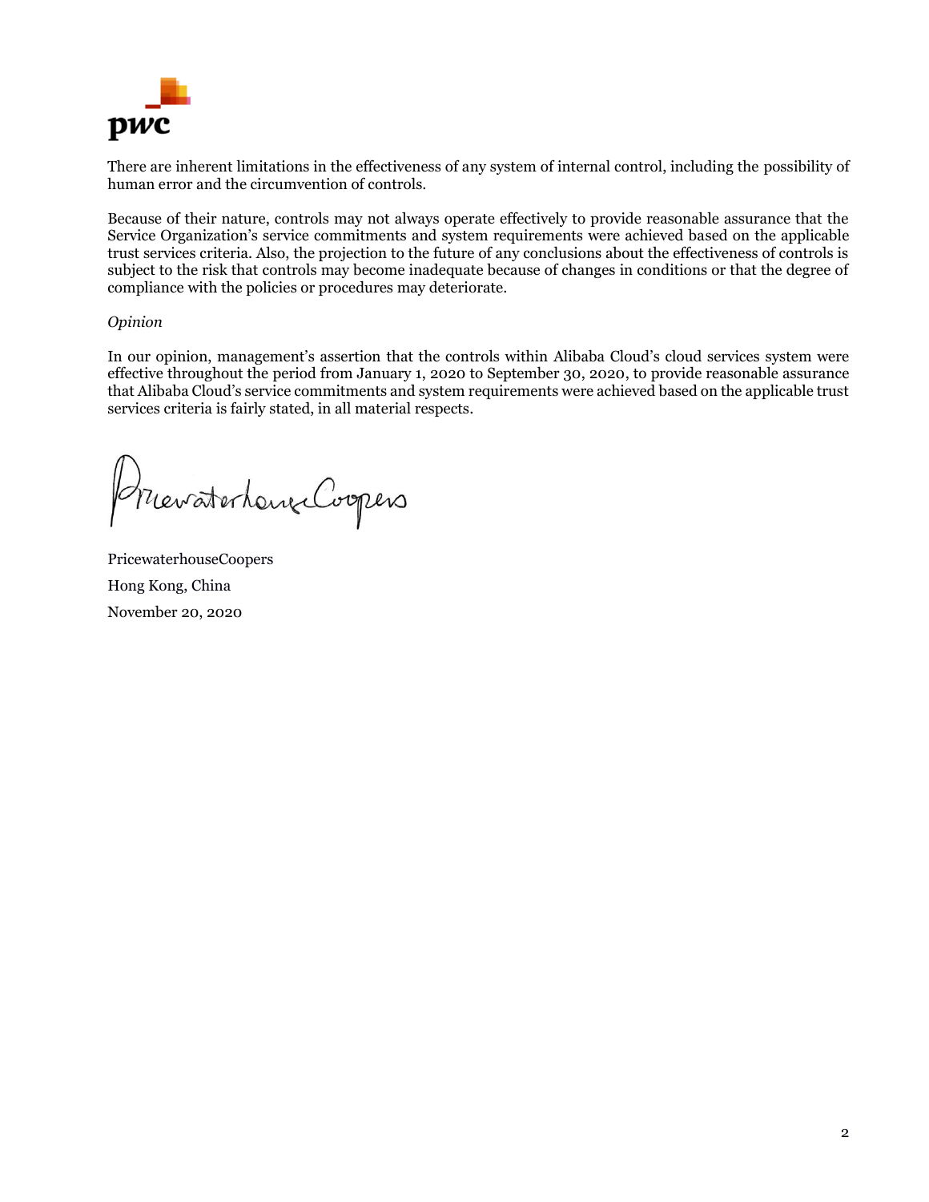There are inherent limitations in the effectiveness of any system of internal control, including the possibility of human error and the circumvention of controls.

Because of their nature, controls may not always operate effectively to provide reasonable assurance that the Service Organization's service commitments and system requirements were achieved based on the applicable trust services criteria. Also, the projection to the future of any conclusions about the effectiveness of controls is subject to the risk that controls may become inadequate because of changes in conditions or that the degree of compliance with the policies or procedures may deteriorate.

*Opinion*

In our opinion, management's assertion that the controls within Alibaba Cloud's cloud services system were effective throughout the period from January 1, 2020 to September 30, 2020, to provide reasonable assurance that Alibaba Cloud's service commitments and system requirements were achieved based on the applicable trust services criteria is fairly stated, in all material respects.

PricewaterhouseCoopers

PricewaterhouseCoopers
Hong Kong, China
November 20, 2020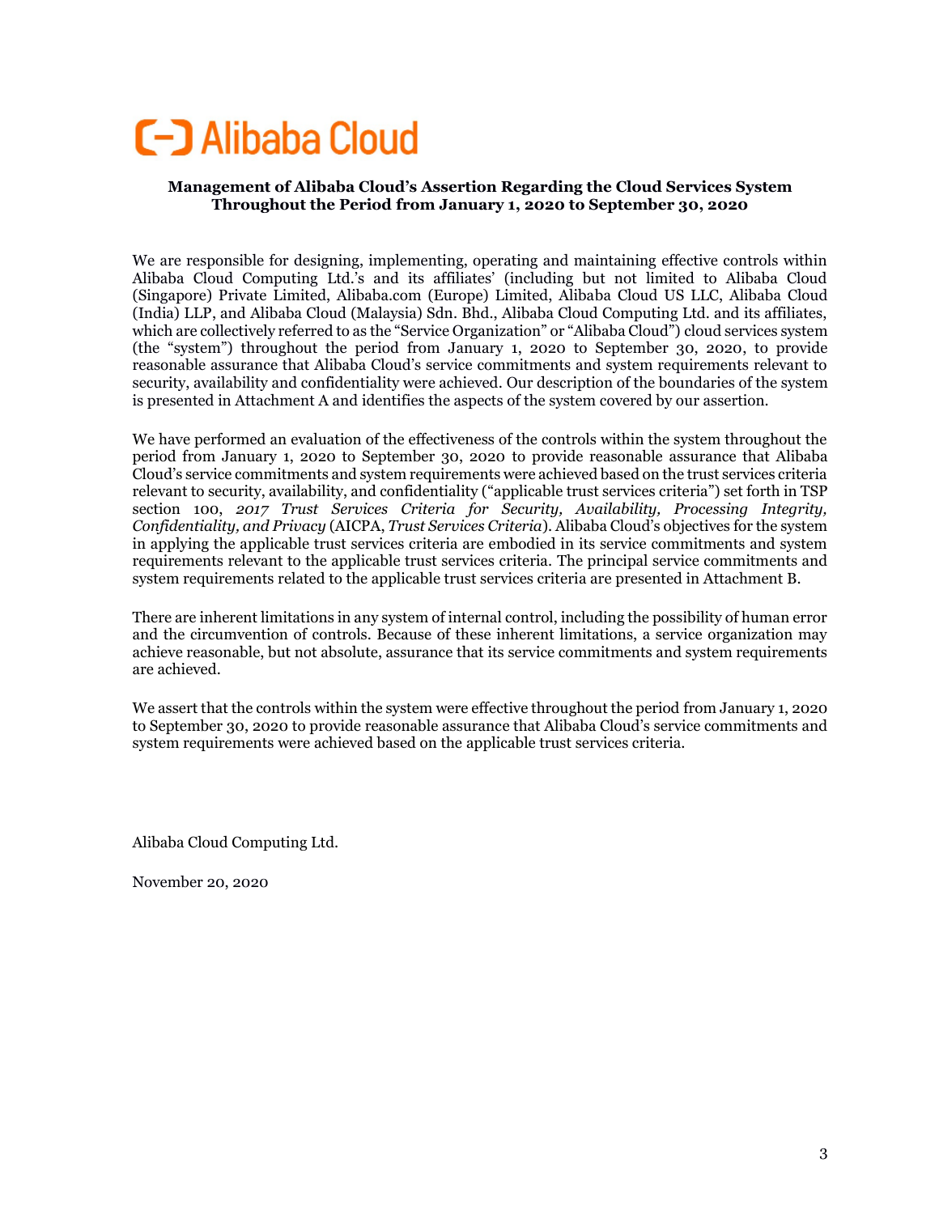**Management of Alibaba Cloud's Assertion Regarding the Cloud Services System Throughout the Period from January 1, 2020 to September 30, 2020**

We are responsible for designing, implementing, operating and maintaining effective controls within Alibaba Cloud Computing Ltd.'s and its affiliates' (including but not limited to Alibaba Cloud (Singapore) Private Limited, Alibaba.com (Europe) Limited, Alibaba Cloud US LLC, Alibaba Cloud (India) LLP, and Alibaba Cloud (Malaysia) Sdn. Bhd., Alibaba Cloud Computing Ltd. and its affiliates, which are collectively referred to as the "Service Organization" or "Alibaba Cloud") cloud services system (the "system") throughout the period from January 1, 2020 to September 30, 2020, to provide reasonable assurance that Alibaba Cloud's service commitments and system requirements relevant to security, availability and confidentiality were achieved. Our description of the boundaries of the system is presented in Attachment A and identifies the aspects of the system covered by our assertion.

We have performed an evaluation of the effectiveness of the controls within the system throughout the period from January 1, 2020 to September 30, 2020 to provide reasonable assurance that Alibaba Cloud's service commitments and system requirements were achieved based on the trust services criteria relevant to security, availability, and confidentiality ("applicable trust services criteria") set forth in TSP section 100, *2017 Trust Services Criteria for Security, Availability, Processing Integrity, Confidentiality, and Privacy* (AICPA, *Trust Services Criteria*). Alibaba Cloud's objectives for the system in applying the applicable trust services criteria are embodied in its service commitments and system requirements relevant to the applicable trust services criteria. The principal service commitments and system requirements related to the applicable trust services criteria are presented in Attachment B.

There are inherent limitations in any system of internal control, including the possibility of human error and the circumvention of controls. Because of these inherent limitations, a service organization may achieve reasonable, but not absolute, assurance that its service commitments and system requirements are achieved.

We assert that the controls within the system were effective throughout the period from January 1, 2020 to September 30, 2020 to provide reasonable assurance that Alibaba Cloud's service commitments and system requirements were achieved based on the applicable trust services criteria.

Alibaba Cloud Computing Ltd.

November 20, 2020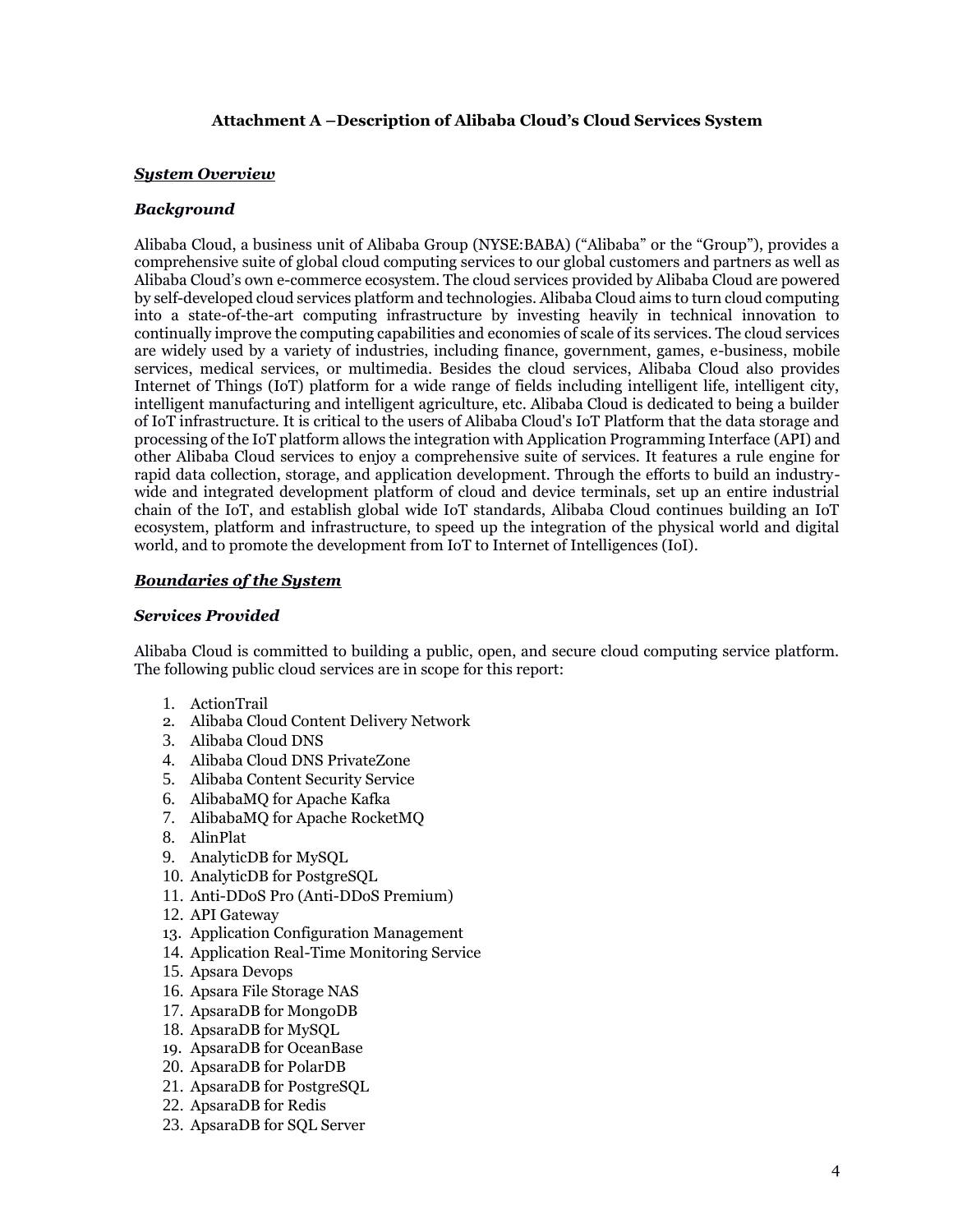## Attachment A –Description of Alibaba Cloud's Cloud Services System

### ***System Overview***

### *Background*

Alibaba Cloud, a business unit of Alibaba Group (NYSE:BABA) ("Alibaba" or the "Group"), provides a comprehensive suite of global cloud computing services to our global customers and partners as well as Alibaba Cloud's own e-commerce ecosystem. The cloud services provided by Alibaba Cloud are powered by self-developed cloud services platform and technologies. Alibaba Cloud aims to turn cloud computing into a state-of-the-art computing infrastructure by investing heavily in technical innovation to continually improve the computing capabilities and economies of scale of its services. The cloud services are widely used by a variety of industries, including finance, government, games, e-business, mobile services, medical services, or multimedia. Besides the cloud services, Alibaba Cloud also provides Internet of Things (IoT) platform for a wide range of fields including intelligent life, intelligent city, intelligent manufacturing and intelligent agriculture, etc. Alibaba Cloud is dedicated to being a builder of IoT infrastructure. It is critical to the users of Alibaba Cloud's IoT Platform that the data storage and processing of the IoT platform allows the integration with Application Programming Interface (API) and other Alibaba Cloud services to enjoy a comprehensive suite of services. It features a rule engine for rapid data collection, storage, and application development. Through the efforts to build an industry-wide and integrated development platform of cloud and device terminals, set up an entire industrial chain of the IoT, and establish global wide IoT standards, Alibaba Cloud continues building an IoT ecosystem, platform and infrastructure, to speed up the integration of the physical world and digital world, and to promote the development from IoT to Internet of Intelligences (IoI).

### ***Boundaries of the System***

### *Services Provided*

Alibaba Cloud is committed to building a public, open, and secure cloud computing service platform. The following public cloud services are in scope for this report:

1. ActionTrail
2. Alibaba Cloud Content Delivery Network
3. Alibaba Cloud DNS
4. Alibaba Cloud DNS PrivateZone
5. Alibaba Content Security Service
6. AlibabaMQ for Apache Kafka
7. AlibabaMQ for Apache RocketMQ
8. AlinPlat
9. AnalyticDB for MySQL
10. AnalyticDB for PostgreSQL
11. Anti-DDoS Pro (Anti-DDoS Premium)
12. API Gateway
13. Application Configuration Management
14. Application Real-Time Monitoring Service
15. Apsara Devops
16. Apsara File Storage NAS
17. ApsaraDB for MongoDB
18. ApsaraDB for MySQL
19. ApsaraDB for OceanBase
20. ApsaraDB for PolarDB
21. ApsaraDB for PostgreSQL
22. ApsaraDB for Redis
23. ApsaraDB for SQL Server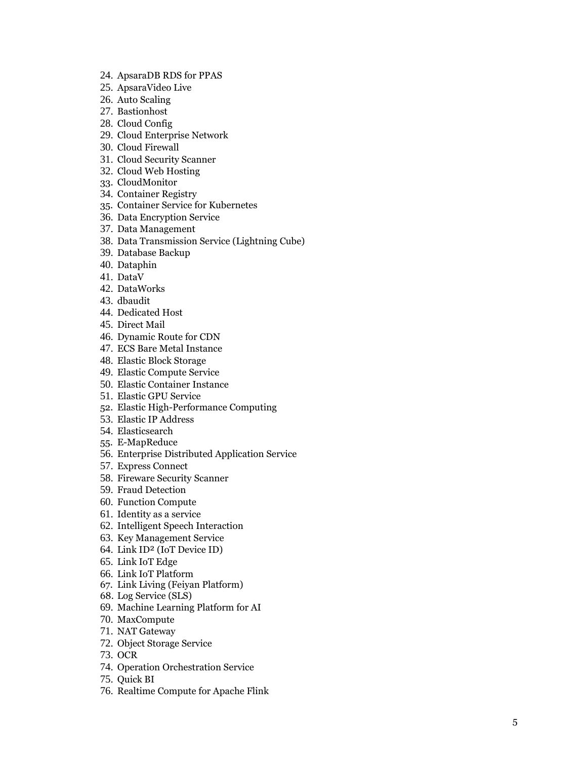24. ApsaraDB RDS for PPAS
25. ApsaraVideo Live
26. Auto Scaling
27. Bastionhost
28. Cloud Config
29. Cloud Enterprise Network
30. Cloud Firewall
31. Cloud Security Scanner
32. Cloud Web Hosting
33. CloudMonitor
34. Container Registry
35. Container Service for Kubernetes
36. Data Encryption Service
37. Data Management
38. Data Transmission Service (Lightning Cube)
39. Database Backup
40. Dataphin
41. DataV
42. DataWorks
43. dbaudit
44. Dedicated Host
45. Direct Mail
46. Dynamic Route for CDN
47. ECS Bare Metal Instance
48. Elastic Block Storage
49. Elastic Compute Service
50. Elastic Container Instance
51. Elastic GPU Service
52. Elastic High-Performance Computing
53. Elastic IP Address
54. Elasticsearch
55. E-MapReduce
56. Enterprise Distributed Application Service
57. Express Connect
58. Fireware Security Scanner
59. Fraud Detection
60. Function Compute
61. Identity as a service
62. Intelligent Speech Interaction
63. Key Management Service
64. Link ID² (IoT Device ID)
65. Link IoT Edge
66. Link IoT Platform
67. Link Living (Feiyan Platform)
68. Log Service (SLS)
69. Machine Learning Platform for AI
70. MaxCompute
71. NAT Gateway
72. Object Storage Service
73. OCR
74. Operation Orchestration Service
75. Quick BI
76. Realtime Compute for Apache Flink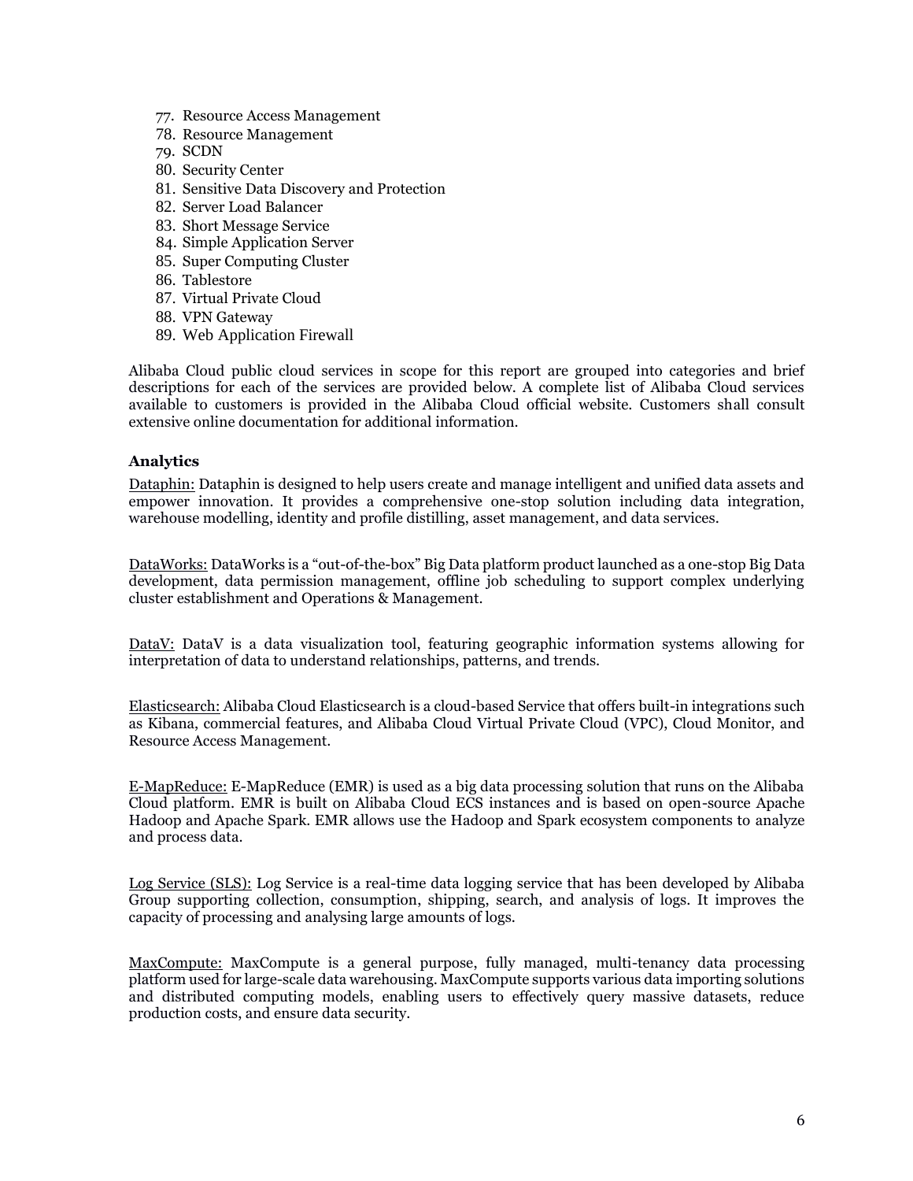77. Resource Access Management
78. Resource Management
79. SCDN
80. Security Center
81. Sensitive Data Discovery and Protection
82. Server Load Balancer
83. Short Message Service
84. Simple Application Server
85. Super Computing Cluster
86. Tablestore
87. Virtual Private Cloud
88. VPN Gateway
89. Web Application Firewall

Alibaba Cloud public cloud services in scope for this report are grouped into categories and brief descriptions for each of the services are provided below. A complete list of Alibaba Cloud services available to customers is provided in the Alibaba Cloud official website. Customers shall consult extensive online documentation for additional information.

### Analytics

Dataphin: Dataphin is designed to help users create and manage intelligent and unified data assets and empower innovation. It provides a comprehensive one-stop solution including data integration, warehouse modelling, identity and profile distilling, asset management, and data services.

DataWorks: DataWorks is a "out-of-the-box" Big Data platform product launched as a one-stop Big Data development, data permission management, offline job scheduling to support complex underlying cluster establishment and Operations & Management.

DataV: DataV is a data visualization tool, featuring geographic information systems allowing for interpretation of data to understand relationships, patterns, and trends.

Elasticsearch: Alibaba Cloud Elasticsearch is a cloud-based Service that offers built-in integrations such as Kibana, commercial features, and Alibaba Cloud Virtual Private Cloud (VPC), Cloud Monitor, and Resource Access Management.

E-MapReduce: E-MapReduce (EMR) is used as a big data processing solution that runs on the Alibaba Cloud platform. EMR is built on Alibaba Cloud ECS instances and is based on open-source Apache Hadoop and Apache Spark. EMR allows use the Hadoop and Spark ecosystem components to analyze and process data.

Log Service (SLS): Log Service is a real-time data logging service that has been developed by Alibaba Group supporting collection, consumption, shipping, search, and analysis of logs. It improves the capacity of processing and analysing large amounts of logs.

MaxCompute: MaxCompute is a general purpose, fully managed, multi-tenancy data processing platform used for large-scale data warehousing. MaxCompute supports various data importing solutions and distributed computing models, enabling users to effectively query massive datasets, reduce production costs, and ensure data security.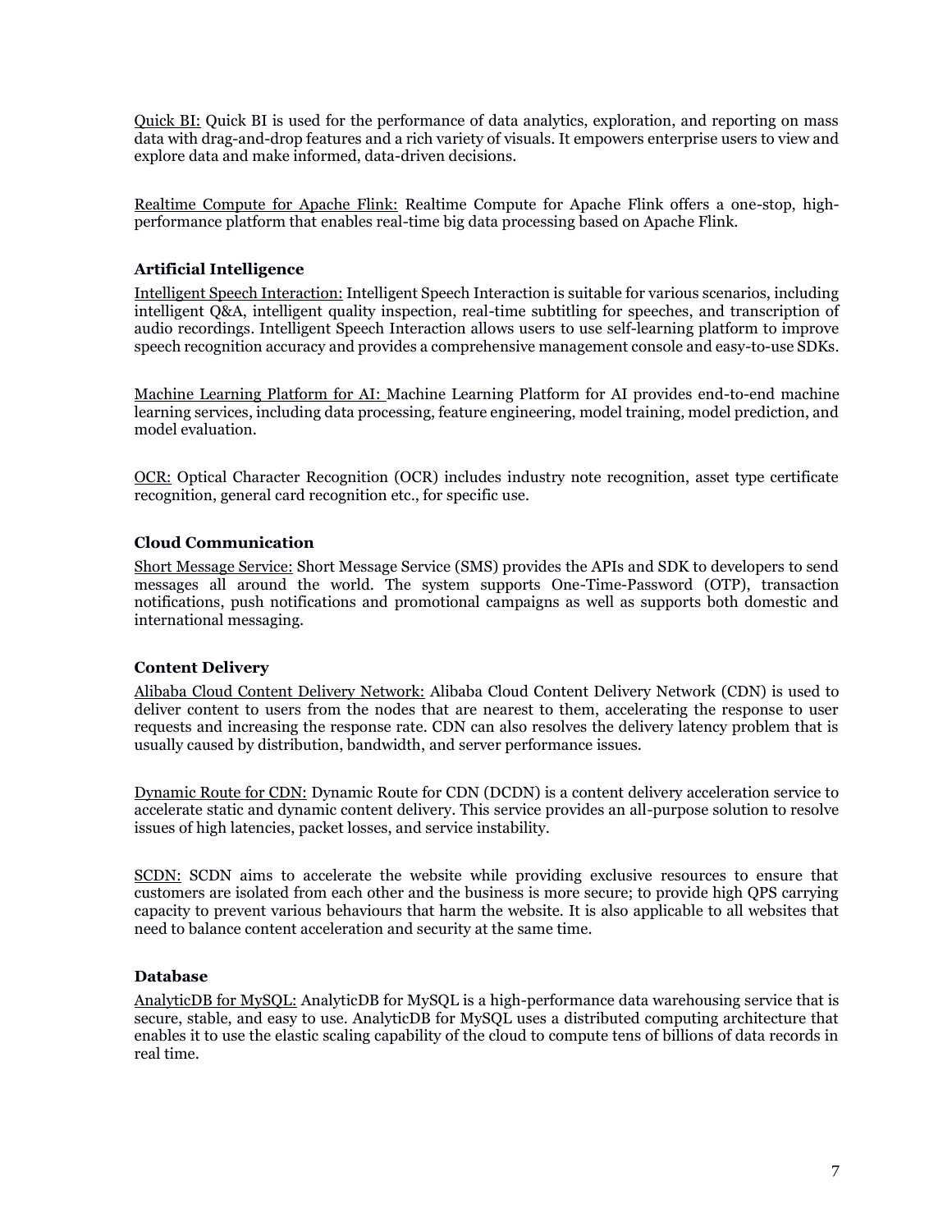Quick BI: Quick BI is used for the performance of data analytics, exploration, and reporting on mass data with drag-and-drop features and a rich variety of visuals. It empowers enterprise users to view and explore data and make informed, data-driven decisions.

Realtime Compute for Apache Flink: Realtime Compute for Apache Flink offers a one-stop, high-performance platform that enables real-time big data processing based on Apache Flink.

**Artificial Intelligence**

Intelligent Speech Interaction: Intelligent Speech Interaction is suitable for various scenarios, including intelligent Q&A, intelligent quality inspection, real-time subtitling for speeches, and transcription of audio recordings. Intelligent Speech Interaction allows users to use self-learning platform to improve speech recognition accuracy and provides a comprehensive management console and easy-to-use SDKs.

Machine Learning Platform for AI: Machine Learning Platform for AI provides end-to-end machine learning services, including data processing, feature engineering, model training, model prediction, and model evaluation.

OCR: Optical Character Recognition (OCR) includes industry note recognition, asset type certificate recognition, general card recognition etc., for specific use.

**Cloud Communication**

Short Message Service: Short Message Service (SMS) provides the APIs and SDK to developers to send messages all around the world. The system supports One-Time-Password (OTP), transaction notifications, push notifications and promotional campaigns as well as supports both domestic and international messaging.

**Content Delivery**

Alibaba Cloud Content Delivery Network: Alibaba Cloud Content Delivery Network (CDN) is used to deliver content to users from the nodes that are nearest to them, accelerating the response to user requests and increasing the response rate. CDN can also resolves the delivery latency problem that is usually caused by distribution, bandwidth, and server performance issues.

Dynamic Route for CDN: Dynamic Route for CDN (DCDN) is a content delivery acceleration service to accelerate static and dynamic content delivery. This service provides an all-purpose solution to resolve issues of high latencies, packet losses, and service instability.

SCDN: SCDN aims to accelerate the website while providing exclusive resources to ensure that customers are isolated from each other and the business is more secure; to provide high QPS carrying capacity to prevent various behaviours that harm the website. It is also applicable to all websites that need to balance content acceleration and security at the same time.

**Database**

AnalyticDB for MySQL: AnalyticDB for MySQL is a high-performance data warehousing service that is secure, stable, and easy to use. AnalyticDB for MySQL uses a distributed computing architecture that enables it to use the elastic scaling capability of the cloud to compute tens of billions of data records in real time.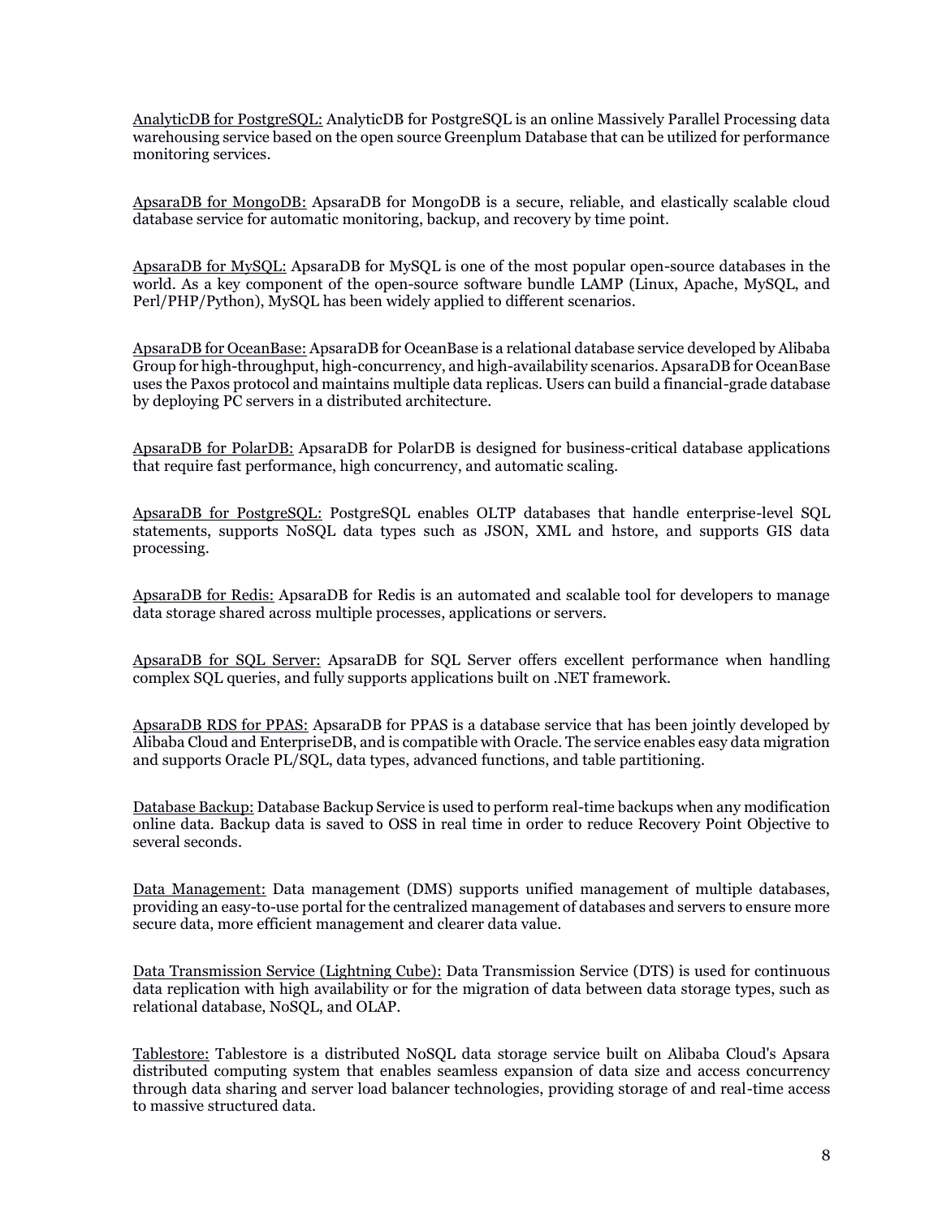AnalyticDB for PostgreSQL: AnalyticDB for PostgreSQL is an online Massively Parallel Processing data warehousing service based on the open source Greenplum Database that can be utilized for performance monitoring services.

ApsaraDB for MongoDB: ApsaraDB for MongoDB is a secure, reliable, and elastically scalable cloud database service for automatic monitoring, backup, and recovery by time point.

ApsaraDB for MySQL: ApsaraDB for MySQL is one of the most popular open-source databases in the world. As a key component of the open-source software bundle LAMP (Linux, Apache, MySQL, and Perl/PHP/Python), MySQL has been widely applied to different scenarios.

ApsaraDB for OceanBase: ApsaraDB for OceanBase is a relational database service developed by Alibaba Group for high-throughput, high-concurrency, and high-availability scenarios. ApsaraDB for OceanBase uses the Paxos protocol and maintains multiple data replicas. Users can build a financial-grade database by deploying PC servers in a distributed architecture.

ApsaraDB for PolarDB: ApsaraDB for PolarDB is designed for business-critical database applications that require fast performance, high concurrency, and automatic scaling.

ApsaraDB for PostgreSQL: PostgreSQL enables OLTP databases that handle enterprise-level SQL statements, supports NoSQL data types such as JSON, XML and hstore, and supports GIS data processing.

ApsaraDB for Redis: ApsaraDB for Redis is an automated and scalable tool for developers to manage data storage shared across multiple processes, applications or servers.

ApsaraDB for SQL Server: ApsaraDB for SQL Server offers excellent performance when handling complex SQL queries, and fully supports applications built on .NET framework.

ApsaraDB RDS for PPAS: ApsaraDB for PPAS is a database service that has been jointly developed by Alibaba Cloud and EnterpriseDB, and is compatible with Oracle. The service enables easy data migration and supports Oracle PL/SQL, data types, advanced functions, and table partitioning.

Database Backup: Database Backup Service is used to perform real-time backups when any modification online data. Backup data is saved to OSS in real time in order to reduce Recovery Point Objective to several seconds.

Data Management: Data management (DMS) supports unified management of multiple databases, providing an easy-to-use portal for the centralized management of databases and servers to ensure more secure data, more efficient management and clearer data value.

Data Transmission Service (Lightning Cube): Data Transmission Service (DTS) is used for continuous data replication with high availability or for the migration of data between data storage types, such as relational database, NoSQL, and OLAP.

Tablestore: Tablestore is a distributed NoSQL data storage service built on Alibaba Cloud's Apsara distributed computing system that enables seamless expansion of data size and access concurrency through data sharing and server load balancer technologies, providing storage of and real-time access to massive structured data.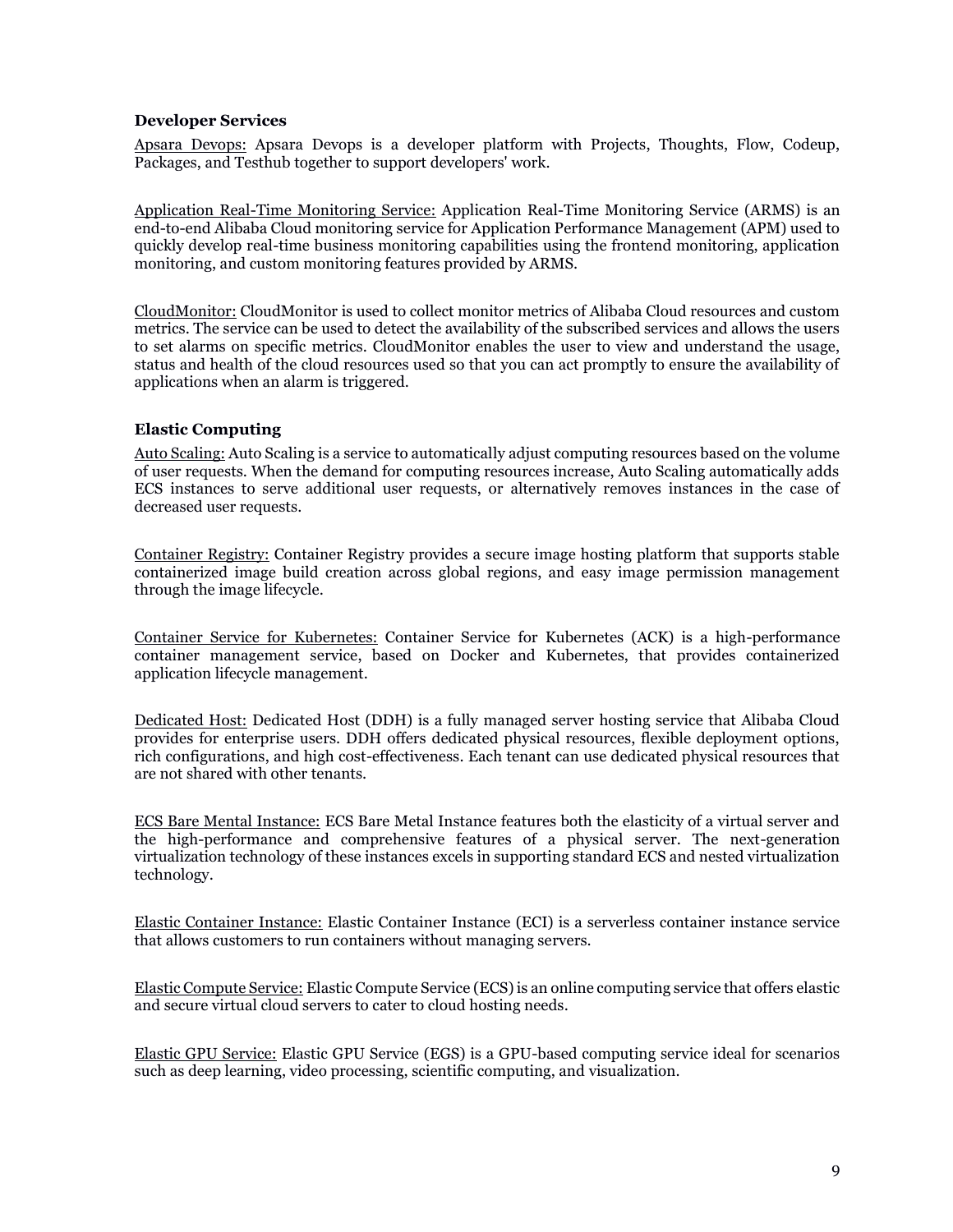### Developer Services

Apsara Devops: Apsara Devops is a developer platform with Projects, Thoughts, Flow, Codeup, Packages, and Testhub together to support developers' work.

Application Real-Time Monitoring Service: Application Real-Time Monitoring Service (ARMS) is an end-to-end Alibaba Cloud monitoring service for Application Performance Management (APM) used to quickly develop real-time business monitoring capabilities using the frontend monitoring, application monitoring, and custom monitoring features provided by ARMS.

CloudMonitor: CloudMonitor is used to collect monitor metrics of Alibaba Cloud resources and custom metrics. The service can be used to detect the availability of the subscribed services and allows the users to set alarms on specific metrics. CloudMonitor enables the user to view and understand the usage, status and health of the cloud resources used so that you can act promptly to ensure the availability of applications when an alarm is triggered.

### Elastic Computing

Auto Scaling: Auto Scaling is a service to automatically adjust computing resources based on the volume of user requests. When the demand for computing resources increase, Auto Scaling automatically adds ECS instances to serve additional user requests, or alternatively removes instances in the case of decreased user requests.

Container Registry: Container Registry provides a secure image hosting platform that supports stable containerized image build creation across global regions, and easy image permission management through the image lifecycle.

Container Service for Kubernetes: Container Service for Kubernetes (ACK) is a high-performance container management service, based on Docker and Kubernetes, that provides containerized application lifecycle management.

Dedicated Host: Dedicated Host (DDH) is a fully managed server hosting service that Alibaba Cloud provides for enterprise users. DDH offers dedicated physical resources, flexible deployment options, rich configurations, and high cost-effectiveness. Each tenant can use dedicated physical resources that are not shared with other tenants.

ECS Bare Mental Instance: ECS Bare Metal Instance features both the elasticity of a virtual server and the high-performance and comprehensive features of a physical server. The next-generation virtualization technology of these instances excels in supporting standard ECS and nested virtualization technology.

Elastic Container Instance: Elastic Container Instance (ECI) is a serverless container instance service that allows customers to run containers without managing servers.

Elastic Compute Service: Elastic Compute Service (ECS) is an online computing service that offers elastic and secure virtual cloud servers to cater to cloud hosting needs.

Elastic GPU Service: Elastic GPU Service (EGS) is a GPU-based computing service ideal for scenarios such as deep learning, video processing, scientific computing, and visualization.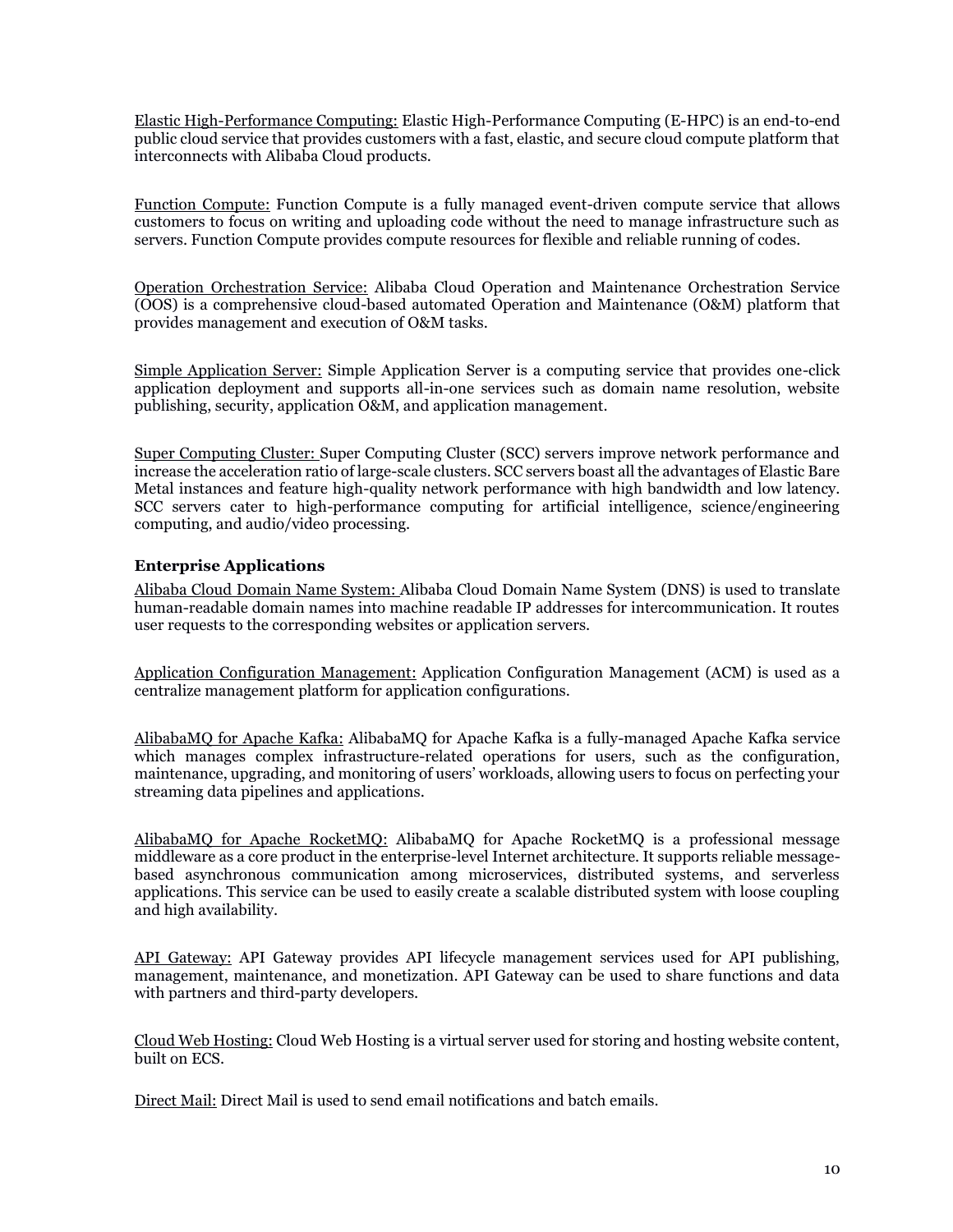Elastic High-Performance Computing: Elastic High-Performance Computing (E-HPC) is an end-to-end public cloud service that provides customers with a fast, elastic, and secure cloud compute platform that interconnects with Alibaba Cloud products.

Function Compute: Function Compute is a fully managed event-driven compute service that allows customers to focus on writing and uploading code without the need to manage infrastructure such as servers. Function Compute provides compute resources for flexible and reliable running of codes.

Operation Orchestration Service: Alibaba Cloud Operation and Maintenance Orchestration Service (OOS) is a comprehensive cloud-based automated Operation and Maintenance (O&M) platform that provides management and execution of O&M tasks.

Simple Application Server: Simple Application Server is a computing service that provides one-click application deployment and supports all-in-one services such as domain name resolution, website publishing, security, application O&M, and application management.

Super Computing Cluster: Super Computing Cluster (SCC) servers improve network performance and increase the acceleration ratio of large-scale clusters. SCC servers boast all the advantages of Elastic Bare Metal instances and feature high-quality network performance with high bandwidth and low latency. SCC servers cater to high-performance computing for artificial intelligence, science/engineering computing, and audio/video processing.

**Enterprise Applications**

Alibaba Cloud Domain Name System: Alibaba Cloud Domain Name System (DNS) is used to translate human-readable domain names into machine readable IP addresses for intercommunication. It routes user requests to the corresponding websites or application servers.

Application Configuration Management: Application Configuration Management (ACM) is used as a centralize management platform for application configurations.

AlibabaMQ for Apache Kafka: AlibabaMQ for Apache Kafka is a fully-managed Apache Kafka service which manages complex infrastructure-related operations for users, such as the configuration, maintenance, upgrading, and monitoring of users' workloads, allowing users to focus on perfecting your streaming data pipelines and applications.

AlibabaMQ for Apache RocketMQ: AlibabaMQ for Apache RocketMQ is a professional message middleware as a core product in the enterprise-level Internet architecture. It supports reliable message-based asynchronous communication among microservices, distributed systems, and serverless applications. This service can be used to easily create a scalable distributed system with loose coupling and high availability.

API Gateway: API Gateway provides API lifecycle management services used for API publishing, management, maintenance, and monetization. API Gateway can be used to share functions and data with partners and third-party developers.

Cloud Web Hosting: Cloud Web Hosting is a virtual server used for storing and hosting website content, built on ECS.

Direct Mail: Direct Mail is used to send email notifications and batch emails.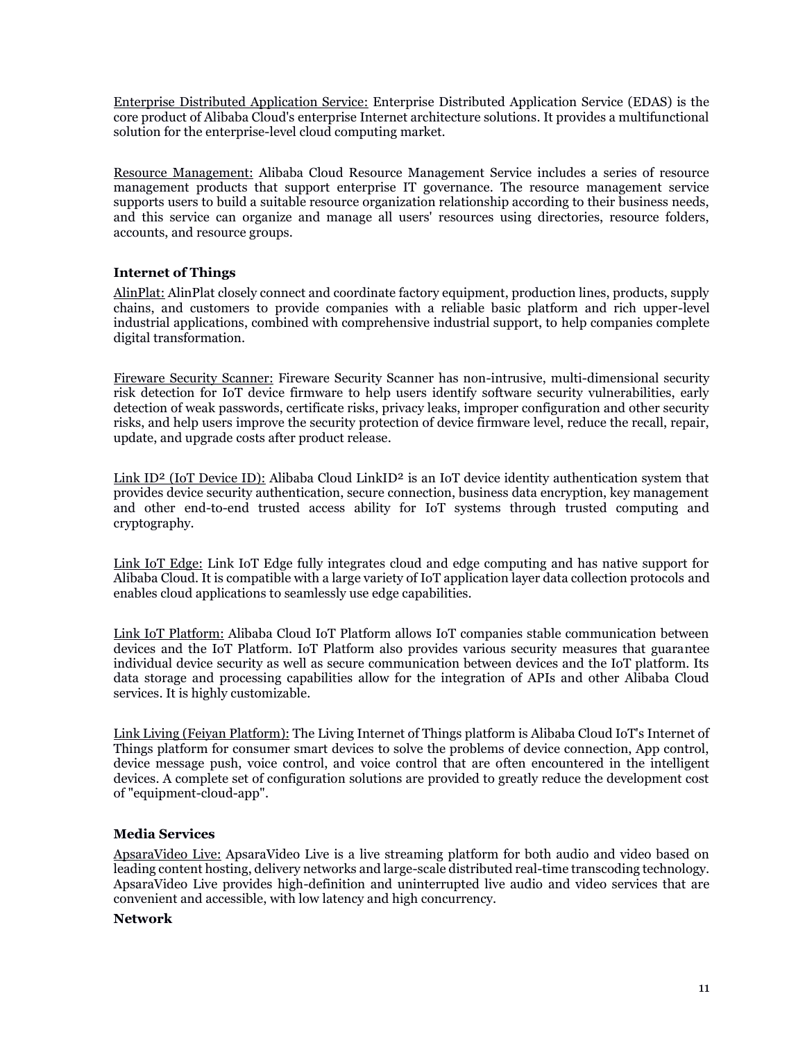Enterprise Distributed Application Service: Enterprise Distributed Application Service (EDAS) is the core product of Alibaba Cloud's enterprise Internet architecture solutions. It provides a multifunctional solution for the enterprise-level cloud computing market.

Resource Management: Alibaba Cloud Resource Management Service includes a series of resource management products that support enterprise IT governance. The resource management service supports users to build a suitable resource organization relationship according to their business needs, and this service can organize and manage all users' resources using directories, resource folders, accounts, and resource groups.

**Internet of Things**

AlinPlat: AlinPlat closely connect and coordinate factory equipment, production lines, products, supply chains, and customers to provide companies with a reliable basic platform and rich upper-level industrial applications, combined with comprehensive industrial support, to help companies complete digital transformation.

Fireware Security Scanner: Fireware Security Scanner has non-intrusive, multi-dimensional security risk detection for IoT device firmware to help users identify software security vulnerabilities, early detection of weak passwords, certificate risks, privacy leaks, improper configuration and other security risks, and help users improve the security protection of device firmware level, reduce the recall, repair, update, and upgrade costs after product release.

Link ID² (IoT Device ID): Alibaba Cloud LinkID² is an IoT device identity authentication system that provides device security authentication, secure connection, business data encryption, key management and other end-to-end trusted access ability for IoT systems through trusted computing and cryptography.

Link IoT Edge: Link IoT Edge fully integrates cloud and edge computing and has native support for Alibaba Cloud. It is compatible with a large variety of IoT application layer data collection protocols and enables cloud applications to seamlessly use edge capabilities.

Link IoT Platform: Alibaba Cloud IoT Platform allows IoT companies stable communication between devices and the IoT Platform. IoT Platform also provides various security measures that guarantee individual device security as well as secure communication between devices and the IoT platform. Its data storage and processing capabilities allow for the integration of APIs and other Alibaba Cloud services. It is highly customizable.

Link Living (Feiyan Platform): The Living Internet of Things platform is Alibaba Cloud IoT's Internet of Things platform for consumer smart devices to solve the problems of device connection, App control, device message push, voice control, and voice control that are often encountered in the intelligent devices. A complete set of configuration solutions are provided to greatly reduce the development cost of "equipment-cloud-app".

**Media Services**

ApsaraVideo Live: ApsaraVideo Live is a live streaming platform for both audio and video based on leading content hosting, delivery networks and large-scale distributed real-time transcoding technology. ApsaraVideo Live provides high-definition and uninterrupted live audio and video services that are convenient and accessible, with low latency and high concurrency.

**Network**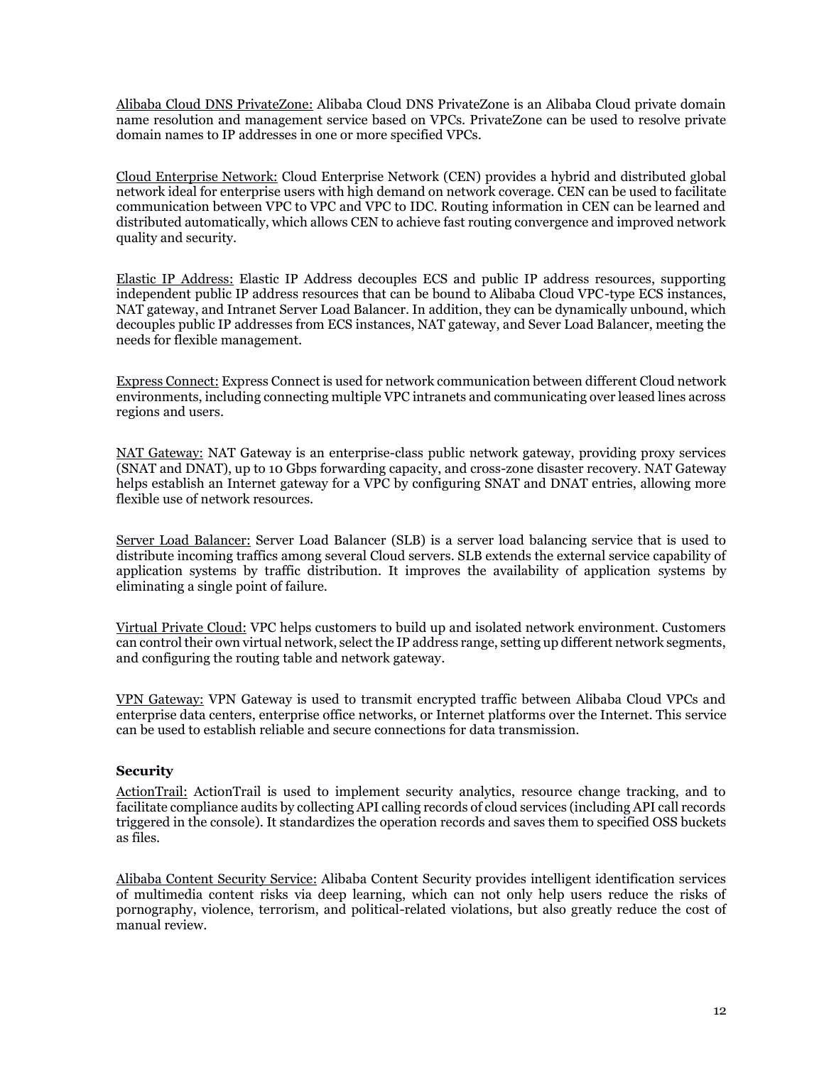Alibaba Cloud DNS PrivateZone: Alibaba Cloud DNS PrivateZone is an Alibaba Cloud private domain name resolution and management service based on VPCs. PrivateZone can be used to resolve private domain names to IP addresses in one or more specified VPCs.

Cloud Enterprise Network: Cloud Enterprise Network (CEN) provides a hybrid and distributed global network ideal for enterprise users with high demand on network coverage. CEN can be used to facilitate communication between VPC to VPC and VPC to IDC. Routing information in CEN can be learned and distributed automatically, which allows CEN to achieve fast routing convergence and improved network quality and security.

Elastic IP Address: Elastic IP Address decouples ECS and public IP address resources, supporting independent public IP address resources that can be bound to Alibaba Cloud VPC-type ECS instances, NAT gateway, and Intranet Server Load Balancer. In addition, they can be dynamically unbound, which decouples public IP addresses from ECS instances, NAT gateway, and Sever Load Balancer, meeting the needs for flexible management.

Express Connect: Express Connect is used for network communication between different Cloud network environments, including connecting multiple VPC intranets and communicating over leased lines across regions and users.

NAT Gateway: NAT Gateway is an enterprise-class public network gateway, providing proxy services (SNAT and DNAT), up to 10 Gbps forwarding capacity, and cross-zone disaster recovery. NAT Gateway helps establish an Internet gateway for a VPC by configuring SNAT and DNAT entries, allowing more flexible use of network resources.

Server Load Balancer: Server Load Balancer (SLB) is a server load balancing service that is used to distribute incoming traffics among several Cloud servers. SLB extends the external service capability of application systems by traffic distribution. It improves the availability of application systems by eliminating a single point of failure.

Virtual Private Cloud: VPC helps customers to build up and isolated network environment. Customers can control their own virtual network, select the IP address range, setting up different network segments, and configuring the routing table and network gateway.

VPN Gateway: VPN Gateway is used to transmit encrypted traffic between Alibaba Cloud VPCs and enterprise data centers, enterprise office networks, or Internet platforms over the Internet. This service can be used to establish reliable and secure connections for data transmission.

### Security

ActionTrail: ActionTrail is used to implement security analytics, resource change tracking, and to facilitate compliance audits by collecting API calling records of cloud services (including API call records triggered in the console). It standardizes the operation records and saves them to specified OSS buckets as files.

Alibaba Content Security Service: Alibaba Content Security provides intelligent identification services of multimedia content risks via deep learning, which can not only help users reduce the risks of pornography, violence, terrorism, and political-related violations, but also greatly reduce the cost of manual review.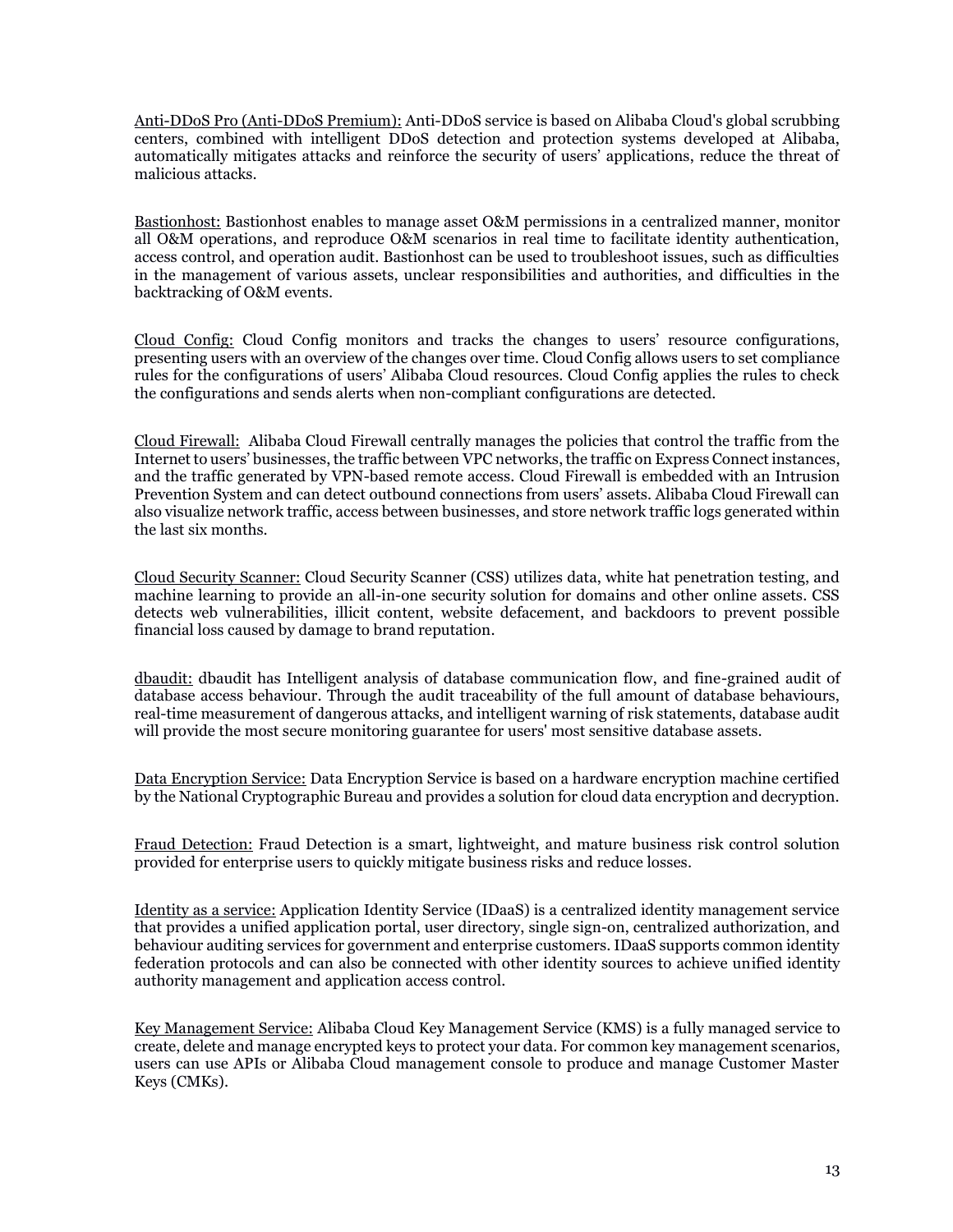Anti-DDoS Pro (Anti-DDoS Premium): Anti-DDoS service is based on Alibaba Cloud's global scrubbing centers, combined with intelligent DDoS detection and protection systems developed at Alibaba, automatically mitigates attacks and reinforce the security of users' applications, reduce the threat of malicious attacks.

Bastionhost: Bastionhost enables to manage asset O&M permissions in a centralized manner, monitor all O&M operations, and reproduce O&M scenarios in real time to facilitate identity authentication, access control, and operation audit. Bastionhost can be used to troubleshoot issues, such as difficulties in the management of various assets, unclear responsibilities and authorities, and difficulties in the backtracking of O&M events.

Cloud Config: Cloud Config monitors and tracks the changes to users' resource configurations, presenting users with an overview of the changes over time. Cloud Config allows users to set compliance rules for the configurations of users' Alibaba Cloud resources. Cloud Config applies the rules to check the configurations and sends alerts when non-compliant configurations are detected.

Cloud Firewall: Alibaba Cloud Firewall centrally manages the policies that control the traffic from the Internet to users' businesses, the traffic between VPC networks, the traffic on Express Connect instances, and the traffic generated by VPN-based remote access. Cloud Firewall is embedded with an Intrusion Prevention System and can detect outbound connections from users' assets. Alibaba Cloud Firewall can also visualize network traffic, access between businesses, and store network traffic logs generated within the last six months.

Cloud Security Scanner: Cloud Security Scanner (CSS) utilizes data, white hat penetration testing, and machine learning to provide an all-in-one security solution for domains and other online assets. CSS detects web vulnerabilities, illicit content, website defacement, and backdoors to prevent possible financial loss caused by damage to brand reputation.

dbaudit: dbaudit has Intelligent analysis of database communication flow, and fine-grained audit of database access behaviour. Through the audit traceability of the full amount of database behaviours, real-time measurement of dangerous attacks, and intelligent warning of risk statements, database audit will provide the most secure monitoring guarantee for users' most sensitive database assets.

Data Encryption Service: Data Encryption Service is based on a hardware encryption machine certified by the National Cryptographic Bureau and provides a solution for cloud data encryption and decryption.

Fraud Detection: Fraud Detection is a smart, lightweight, and mature business risk control solution provided for enterprise users to quickly mitigate business risks and reduce losses.

Identity as a service: Application Identity Service (IDaaS) is a centralized identity management service that provides a unified application portal, user directory, single sign-on, centralized authorization, and behaviour auditing services for government and enterprise customers. IDaaS supports common identity federation protocols and can also be connected with other identity sources to achieve unified identity authority management and application access control.

Key Management Service: Alibaba Cloud Key Management Service (KMS) is a fully managed service to create, delete and manage encrypted keys to protect your data. For common key management scenarios, users can use APIs or Alibaba Cloud management console to produce and manage Customer Master Keys (CMKs).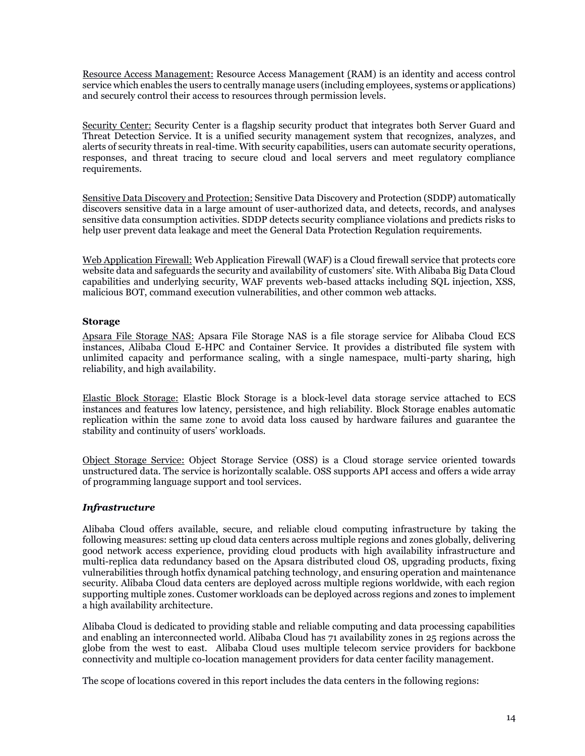<u>Resource Access Management:</u> Resource Access Management (RAM) is an identity and access control service which enables the users to centrally manage users (including employees, systems or applications) and securely control their access to resources through permission levels.

<u>Security Center:</u> Security Center is a flagship security product that integrates both Server Guard and Threat Detection Service. It is a unified security management system that recognizes, analyzes, and alerts of security threats in real-time. With security capabilities, users can automate security operations, responses, and threat tracing to secure cloud and local servers and meet regulatory compliance requirements.

<u>Sensitive Data Discovery and Protection:</u> Sensitive Data Discovery and Protection (SDDP) automatically discovers sensitive data in a large amount of user-authorized data, and detects, records, and analyses sensitive data consumption activities. SDDP detects security compliance violations and predicts risks to help user prevent data leakage and meet the General Data Protection Regulation requirements.

<u>Web Application Firewall:</u> Web Application Firewall (WAF) is a Cloud firewall service that protects core website data and safeguards the security and availability of customers' site. With Alibaba Big Data Cloud capabilities and underlying security, WAF prevents web-based attacks including SQL injection, XSS, malicious BOT, command execution vulnerabilities, and other common web attacks.

**Storage**

<u>Apsara File Storage NAS:</u> Apsara File Storage NAS is a file storage service for Alibaba Cloud ECS instances, Alibaba Cloud E-HPC and Container Service. It provides a distributed file system with unlimited capacity and performance scaling, with a single namespace, multi-party sharing, high reliability, and high availability.

<u>Elastic Block Storage:</u> Elastic Block Storage is a block-level data storage service attached to ECS instances and features low latency, persistence, and high reliability. Block Storage enables automatic replication within the same zone to avoid data loss caused by hardware failures and guarantee the stability and continuity of users' workloads.

<u>Object Storage Service:</u> Object Storage Service (OSS) is a Cloud storage service oriented towards unstructured data. The service is horizontally scalable. OSS supports API access and offers a wide array of programming language support and tool services.

### *Infrastructure*

Alibaba Cloud offers available, secure, and reliable cloud computing infrastructure by taking the following measures: setting up cloud data centers across multiple regions and zones globally, delivering good network access experience, providing cloud products with high availability infrastructure and multi-replica data redundancy based on the Apsara distributed cloud OS, upgrading products, fixing vulnerabilities through hotfix dynamical patching technology, and ensuring operation and maintenance security. Alibaba Cloud data centers are deployed across multiple regions worldwide, with each region supporting multiple zones. Customer workloads can be deployed across regions and zones to implement a high availability architecture.

Alibaba Cloud is dedicated to providing stable and reliable computing and data processing capabilities and enabling an interconnected world. Alibaba Cloud has 71 availability zones in 25 regions across the globe from the west to east. Alibaba Cloud uses multiple telecom service providers for backbone connectivity and multiple co-location management providers for data center facility management.

The scope of locations covered in this report includes the data centers in the following regions: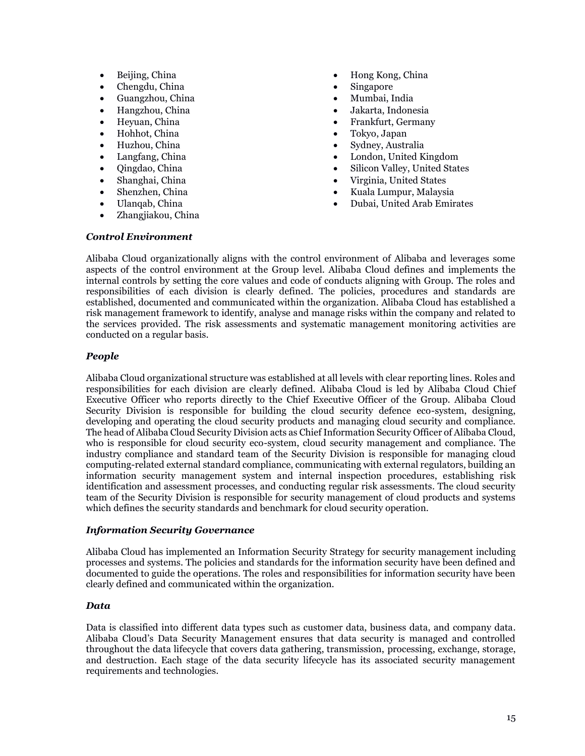- Beijing, China
- Chengdu, China
- Guangzhou, China
- Hangzhou, China
- Heyuan, China
- Hohhot, China
- Huzhou, China
- Langfang, China
- Qingdao, China
- Shanghai, China
- Shenzhen, China
- Ulanqab, China
- Zhangjiakou, China
- Hong Kong, China
- Singapore
- Mumbai, India
- Jakarta, Indonesia
- Frankfurt, Germany
- Tokyo, Japan
- Sydney, Australia
- London, United Kingdom
- Silicon Valley, United States
- Virginia, United States
- Kuala Lumpur, Malaysia
- Dubai, United Arab Emirates

***Control Environment***

Alibaba Cloud organizationally aligns with the control environment of Alibaba and leverages some aspects of the control environment at the Group level. Alibaba Cloud defines and implements the internal controls by setting the core values and code of conducts aligning with Group. The roles and responsibilities of each division is clearly defined. The policies, procedures and standards are established, documented and communicated within the organization. Alibaba Cloud has established a risk management framework to identify, analyse and manage risks within the company and related to the services provided. The risk assessments and systematic management monitoring activities are conducted on a regular basis.

***People***

Alibaba Cloud organizational structure was established at all levels with clear reporting lines. Roles and responsibilities for each division are clearly defined. Alibaba Cloud is led by Alibaba Cloud Chief Executive Officer who reports directly to the Chief Executive Officer of the Group. Alibaba Cloud Security Division is responsible for building the cloud security defence eco-system, designing, developing and operating the cloud security products and managing cloud security and compliance. The head of Alibaba Cloud Security Division acts as Chief Information Security Officer of Alibaba Cloud, who is responsible for cloud security eco-system, cloud security management and compliance. The industry compliance and standard team of the Security Division is responsible for managing cloud computing-related external standard compliance, communicating with external regulators, building an information security management system and internal inspection procedures, establishing risk identification and assessment processes, and conducting regular risk assessments. The cloud security team of the Security Division is responsible for security management of cloud products and systems which defines the security standards and benchmark for cloud security operation.

***Information Security Governance***

Alibaba Cloud has implemented an Information Security Strategy for security management including processes and systems. The policies and standards for the information security have been defined and documented to guide the operations. The roles and responsibilities for information security have been clearly defined and communicated within the organization.

***Data***

Data is classified into different data types such as customer data, business data, and company data. Alibaba Cloud's Data Security Management ensures that data security is managed and controlled throughout the data lifecycle that covers data gathering, transmission, processing, exchange, storage, and destruction. Each stage of the data security lifecycle has its associated security management requirements and technologies.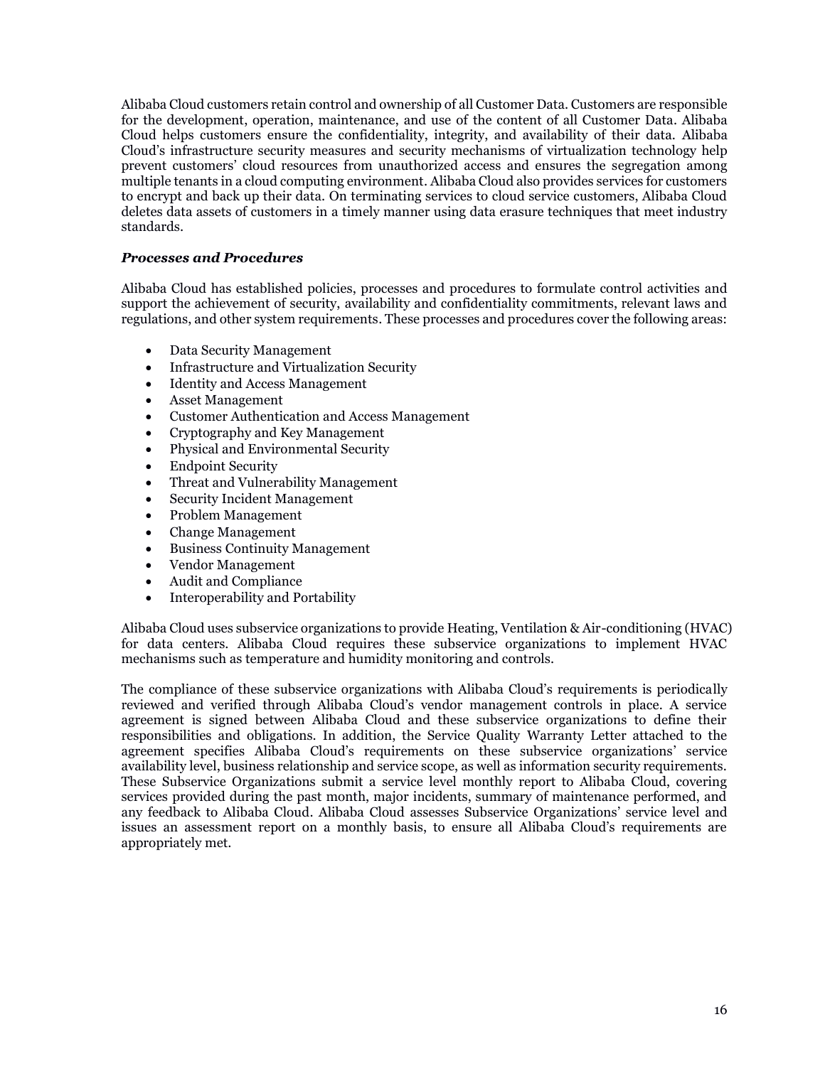Alibaba Cloud customers retain control and ownership of all Customer Data. Customers are responsible for the development, operation, maintenance, and use of the content of all Customer Data. Alibaba Cloud helps customers ensure the confidentiality, integrity, and availability of their data. Alibaba Cloud's infrastructure security measures and security mechanisms of virtualization technology help prevent customers' cloud resources from unauthorized access and ensures the segregation among multiple tenants in a cloud computing environment. Alibaba Cloud also provides services for customers to encrypt and back up their data. On terminating services to cloud service customers, Alibaba Cloud deletes data assets of customers in a timely manner using data erasure techniques that meet industry standards.

***Processes and Procedures***

Alibaba Cloud has established policies, processes and procedures to formulate control activities and support the achievement of security, availability and confidentiality commitments, relevant laws and regulations, and other system requirements. These processes and procedures cover the following areas:

- Data Security Management
- Infrastructure and Virtualization Security
- Identity and Access Management
- Asset Management
- Customer Authentication and Access Management
- Cryptography and Key Management
- Physical and Environmental Security
- Endpoint Security
- Threat and Vulnerability Management
- Security Incident Management
- Problem Management
- Change Management
- Business Continuity Management
- Vendor Management
- Audit and Compliance
- Interoperability and Portability

Alibaba Cloud uses subservice organizations to provide Heating, Ventilation & Air-conditioning (HVAC) for data centers. Alibaba Cloud requires these subservice organizations to implement HVAC mechanisms such as temperature and humidity monitoring and controls.

The compliance of these subservice organizations with Alibaba Cloud's requirements is periodically reviewed and verified through Alibaba Cloud's vendor management controls in place. A service agreement is signed between Alibaba Cloud and these subservice organizations to define their responsibilities and obligations. In addition, the Service Quality Warranty Letter attached to the agreement specifies Alibaba Cloud's requirements on these subservice organizations' service availability level, business relationship and service scope, as well as information security requirements. These Subservice Organizations submit a service level monthly report to Alibaba Cloud, covering services provided during the past month, major incidents, summary of maintenance performed, and any feedback to Alibaba Cloud. Alibaba Cloud assesses Subservice Organizations' service level and issues an assessment report on a monthly basis, to ensure all Alibaba Cloud's requirements are appropriately met.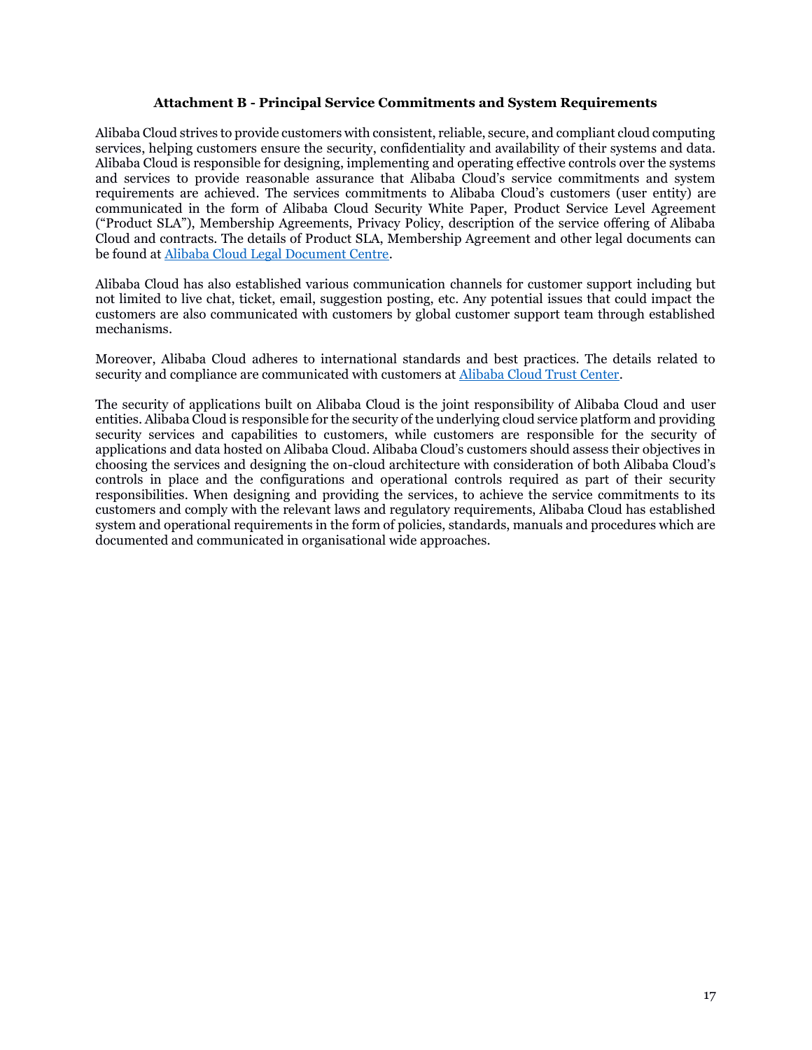### Attachment B - Principal Service Commitments and System Requirements

Alibaba Cloud strives to provide customers with consistent, reliable, secure, and compliant cloud computing services, helping customers ensure the security, confidentiality and availability of their systems and data. Alibaba Cloud is responsible for designing, implementing and operating effective controls over the systems and services to provide reasonable assurance that Alibaba Cloud's service commitments and system requirements are achieved. The services commitments to Alibaba Cloud's customers (user entity) are communicated in the form of Alibaba Cloud Security White Paper, Product Service Level Agreement ("Product SLA"), Membership Agreements, Privacy Policy, description of the service offering of Alibaba Cloud and contracts. The details of Product SLA, Membership Agreement and other legal documents can be found at Alibaba Cloud Legal Document Centre.

Alibaba Cloud has also established various communication channels for customer support including but not limited to live chat, ticket, email, suggestion posting, etc. Any potential issues that could impact the customers are also communicated with customers by global customer support team through established mechanisms.

Moreover, Alibaba Cloud adheres to international standards and best practices. The details related to security and compliance are communicated with customers at Alibaba Cloud Trust Center.

The security of applications built on Alibaba Cloud is the joint responsibility of Alibaba Cloud and user entities. Alibaba Cloud is responsible for the security of the underlying cloud service platform and providing security services and capabilities to customers, while customers are responsible for the security of applications and data hosted on Alibaba Cloud. Alibaba Cloud's customers should assess their objectives in choosing the services and designing the on-cloud architecture with consideration of both Alibaba Cloud's controls in place and the configurations and operational controls required as part of their security responsibilities. When designing and providing the services, to achieve the service commitments to its customers and comply with the relevant laws and regulatory requirements, Alibaba Cloud has established system and operational requirements in the form of policies, standards, manuals and procedures which are documented and communicated in organisational wide approaches.